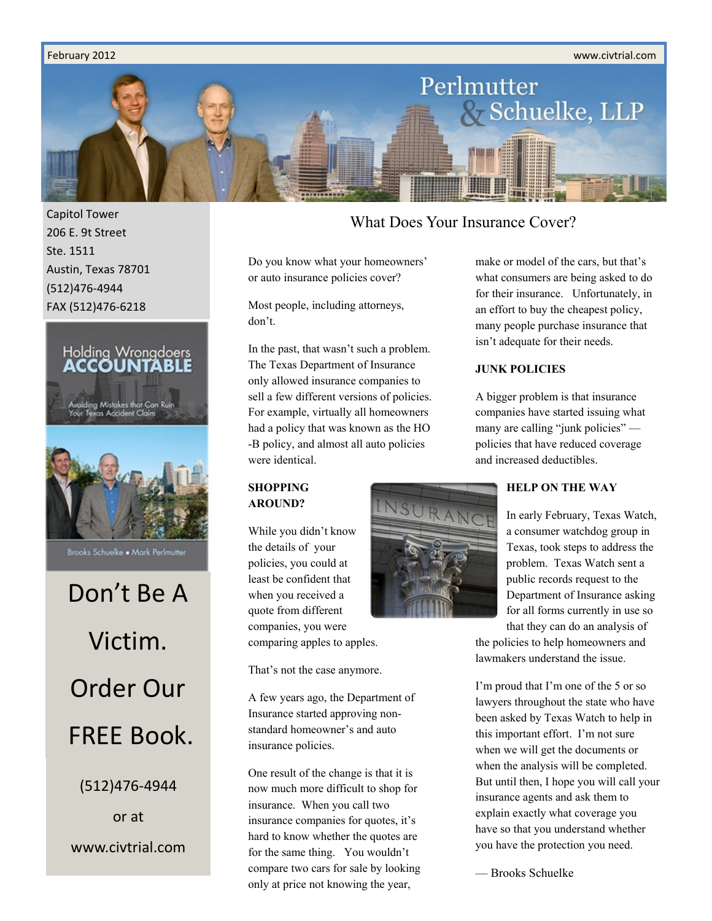February 2012 www.civtrial.com

# Perlmutter & Schuelke, LLP

Capitol Tower
206 E. 9t Street
Ste. 1511
Austin, Texas 78701
(512)476-4944
FAX (512)476-6218

Holding Wrongdoers ACCOUNTABLE

Avoiding Mistakes that Can Ruin Your Texas Accident Claim

Brooks Schuelke • Mark Perlmutter

Don't Be A Victim. Order Our FREE Book.

(512)476-4944
or at
www.civtrial.com

## What Does Your Insurance Cover?

Do you know what your homeowners' or auto insurance policies cover?

Most people, including attorneys, don't.

In the past, that wasn't such a problem. The Texas Department of Insurance only allowed insurance companies to sell a few different versions of policies. For example, virtually all homeowners had a policy that was known as the HO-B policy, and almost all auto policies were identical.

### SHOPPING AROUND?

While you didn't know the details of your policies, you could at least be confident that when you received a quote from different companies, you were comparing apples to apples.

That's not the case anymore.

A few years ago, the Department of Insurance started approving non-standard homeowner's and auto insurance policies.

One result of the change is that it is now much more difficult to shop for insurance. When you call two insurance companies for quotes, it's hard to know whether the quotes are for the same thing. You wouldn't compare two cars for sale by looking only at price not knowing the year, make or model of the cars, but that's what consumers are being asked to do for their insurance. Unfortunately, in an effort to buy the cheapest policy, many people purchase insurance that isn't adequate for their needs.

### JUNK POLICIES

A bigger problem is that insurance companies have started issuing what many are calling "junk policies" — policies that have reduced coverage and increased deductibles.

### HELP ON THE WAY

In early February, Texas Watch, a consumer watchdog group in Texas, took steps to address the problem. Texas Watch sent a public records request to the Department of Insurance asking for all forms currently in use so that they can do an analysis of the policies to help homeowners and lawmakers understand the issue.

I'm proud that I'm one of the 5 or so lawyers throughout the state who have been asked by Texas Watch to help in this important effort. I'm not sure when we will get the documents or when the analysis will be completed. But until then, I hope you will call your insurance agents and ask them to explain exactly what coverage you have so that you understand whether you have the protection you need.

— Brooks Schuelke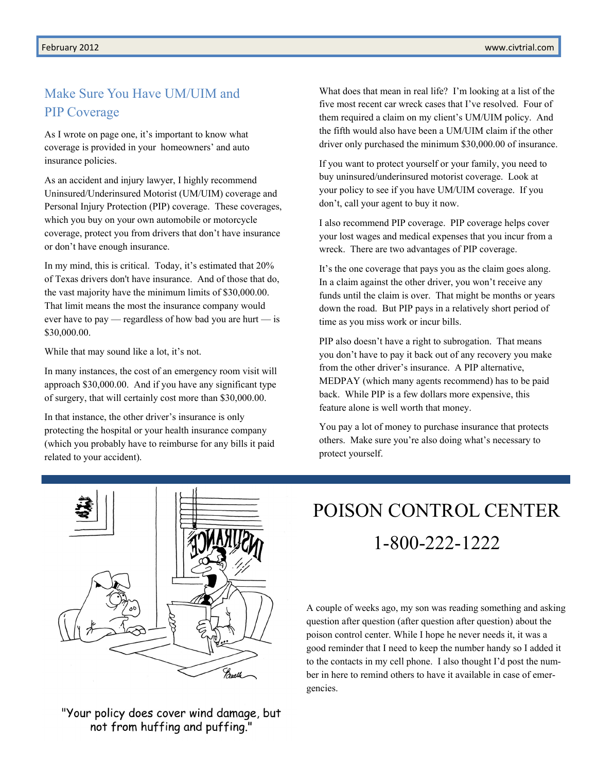## Make Sure You Have UM/UIM and PIP Coverage

As I wrote on page one, it's important to know what coverage is provided in your homeowners' and auto insurance policies.

As an accident and injury lawyer, I highly recommend Uninsured/Underinsured Motorist (UM/UIM) coverage and Personal Injury Protection (PIP) coverage. These coverages, which you buy on your own automobile or motorcycle coverage, protect you from drivers that don't have insurance or don't have enough insurance.

In my mind, this is critical. Today, it's estimated that 20% of Texas drivers don't have insurance. And of those that do, the vast majority have the minimum limits of $30,000.00. That limit means the most the insurance company would ever have to pay — regardless of how bad you are hurt — is $30,000.00.

While that may sound like a lot, it's not.

In many instances, the cost of an emergency room visit will approach $30,000.00. And if you have any significant type of surgery, that will certainly cost more than $30,000.00.

In that instance, the other driver's insurance is only protecting the hospital or your health insurance company (which you probably have to reimburse for any bills it paid related to your accident).

What does that mean in real life? I'm looking at a list of the five most recent car wreck cases that I've resolved. Four of them required a claim on my client's UM/UIM policy. And the fifth would also have been a UM/UIM claim if the other driver only purchased the minimum $30,000.00 of insurance.

If you want to protect yourself or your family, you need to buy uninsured/underinsured motorist coverage. Look at your policy to see if you have UM/UIM coverage. If you don't, call your agent to buy it now.

I also recommend PIP coverage. PIP coverage helps cover your lost wages and medical expenses that you incur from a wreck. There are two advantages of PIP coverage.

It's the one coverage that pays you as the claim goes along. In a claim against the other driver, you won't receive any funds until the claim is over. That might be months or years down the road. But PIP pays in a relatively short period of time as you miss work or incur bills.

PIP also doesn't have a right to subrogation. That means you don't have to pay it back out of any recovery you make from the other driver's insurance. A PIP alternative, MEDPAY (which many agents recommend) has to be paid back. While PIP is a few dollars more expensive, this feature alone is well worth that money.

You pay a lot of money to purchase insurance that protects others. Make sure you're also doing what's necessary to protect yourself.

"Your policy does cover wind damage, but not from huffing and puffing."

## POISON CONTROL CENTER

## 1-800-222-1222

A couple of weeks ago, my son was reading something and asking question after question (after question after question) about the poison control center. While I hope he never needs it, it was a good reminder that I need to keep the number handy so I added it to the contacts in my cell phone. I also thought I'd post the number in here to remind others to have it available in case of emergencies.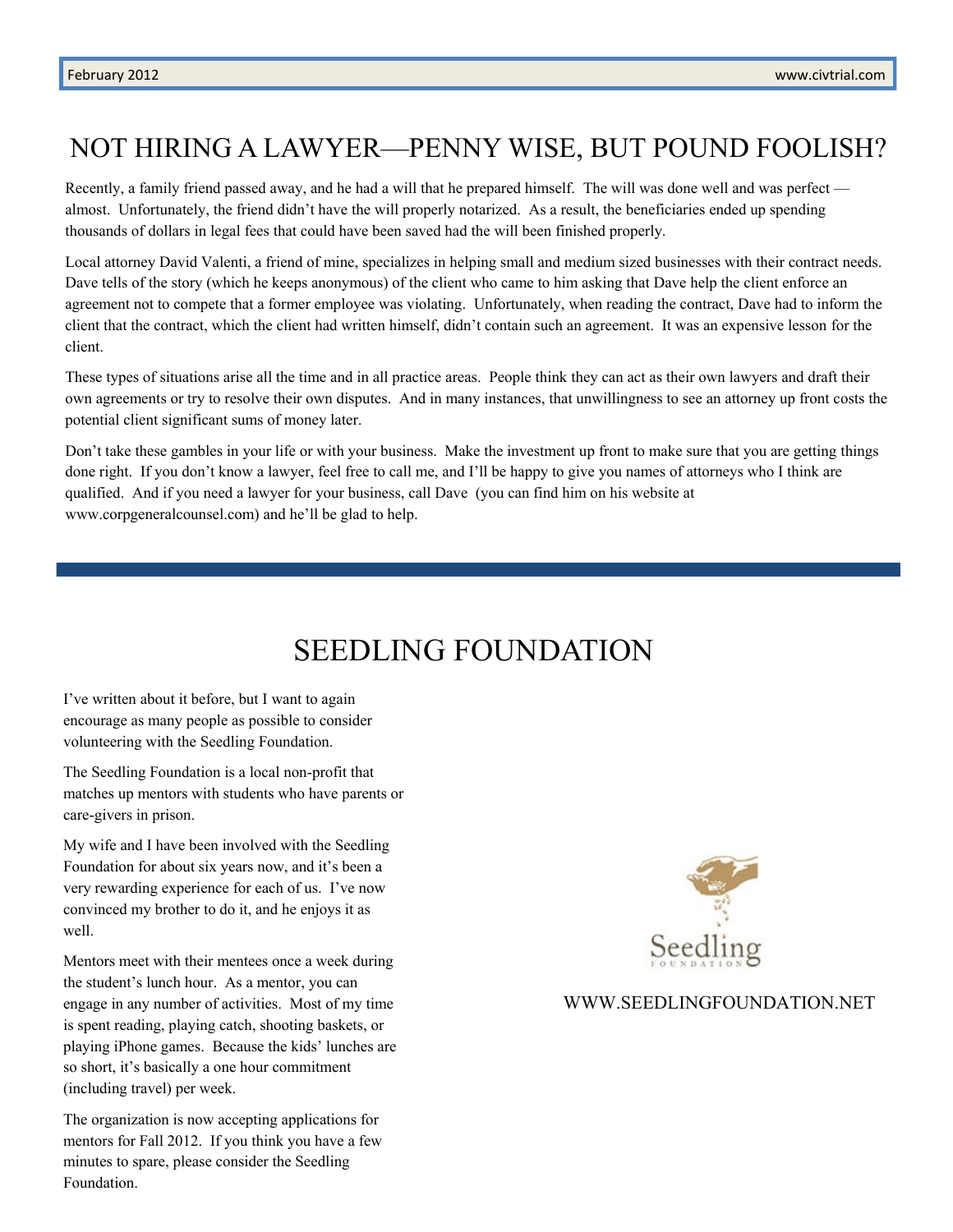# NOT HIRING A LAWYER—PENNY WISE, BUT POUND FOOLISH?

Recently, a family friend passed away, and he had a will that he prepared himself. The will was done well and was perfect — almost. Unfortunately, the friend didn't have the will properly notarized. As a result, the beneficiaries ended up spending thousands of dollars in legal fees that could have been saved had the will been finished properly.

Local attorney David Valenti, a friend of mine, specializes in helping small and medium sized businesses with their contract needs. Dave tells of the story (which he keeps anonymous) of the client who came to him asking that Dave help the client enforce an agreement not to compete that a former employee was violating. Unfortunately, when reading the contract, Dave had to inform the client that the contract, which the client had written himself, didn't contain such an agreement. It was an expensive lesson for the client.

These types of situations arise all the time and in all practice areas. People think they can act as their own lawyers and draft their own agreements or try to resolve their own disputes. And in many instances, that unwillingness to see an attorney up front costs the potential client significant sums of money later.

Don't take these gambles in your life or with your business. Make the investment up front to make sure that you are getting things done right. If you don't know a lawyer, feel free to call me, and I'll be happy to give you names of attorneys who I think are qualified. And if you need a lawyer for your business, call Dave (you can find him on his website at www.corpgeneralcounsel.com) and he'll be glad to help.

# SEEDLING FOUNDATION

I've written about it before, but I want to again encourage as many people as possible to consider volunteering with the Seedling Foundation.

The Seedling Foundation is a local non-profit that matches up mentors with students who have parents or care-givers in prison.

My wife and I have been involved with the Seedling Foundation for about six years now, and it's been a very rewarding experience for each of us. I've now convinced my brother to do it, and he enjoys it as well.

Mentors meet with their mentees once a week during the student's lunch hour. As a mentor, you can engage in any number of activities. Most of my time is spent reading, playing catch, shooting baskets, or playing iPhone games. Because the kids' lunches are so short, it's basically a one hour commitment (including travel) per week.

The organization is now accepting applications for mentors for Fall 2012. If you think you have a few minutes to spare, please consider the Seedling Foundation.

Seedling FOUNDATION

WWW.SEEDLINGFOUNDATION.NET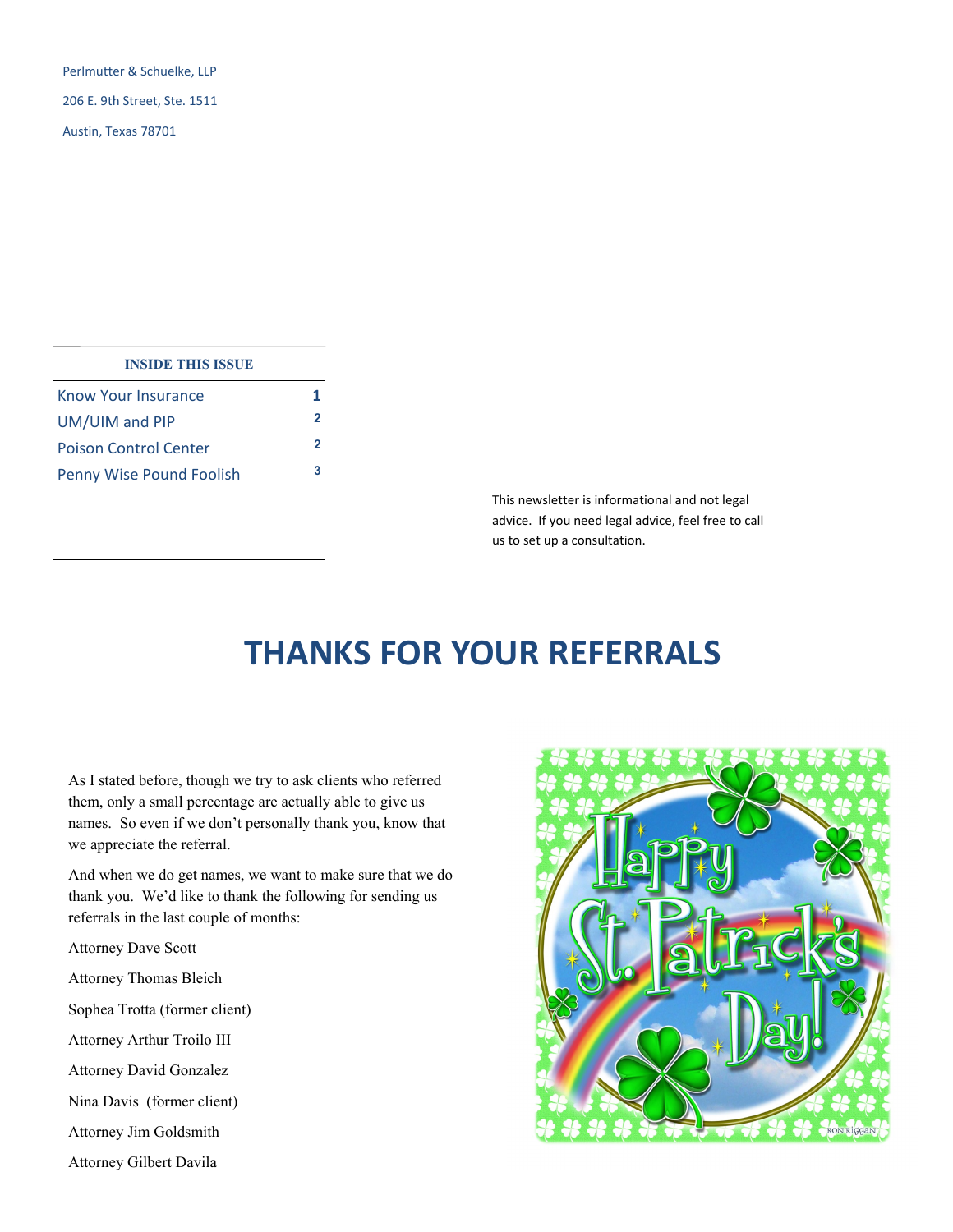Perlmutter & Schuelke, LLP

206 E. 9th Street, Ste. 1511

Austin, Texas 78701

**INSIDE THIS ISSUE**

| | |
|---|---|
| Know Your Insurance | 1 |
| UM/UIM and PIP | 2 |
| Poison Control Center | 2 |
| Penny Wise Pound Foolish | 3 |

This newsletter is informational and not legal advice. If you need legal advice, feel free to call us to set up a consultation.

# THANKS FOR YOUR REFERRALS

As I stated before, though we try to ask clients who referred them, only a small percentage are actually able to give us names. So even if we don't personally thank you, know that we appreciate the referral.

And when we do get names, we want to make sure that we do thank you. We'd like to thank the following for sending us referrals in the last couple of months:

Attorney Dave Scott

Attorney Thomas Bleich

Sophea Trotta (former client)

Attorney Arthur Troilo III

Attorney David Gonzalez

Nina Davis (former client)

Attorney Jim Goldsmith

Attorney Gilbert Davila